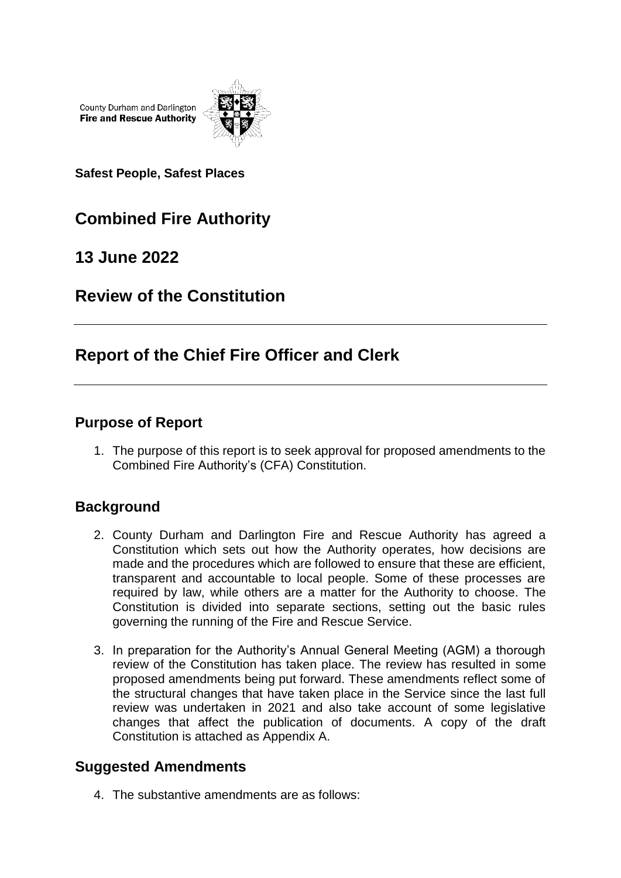County Durham and Darlington
**Fire and Rescue Authority**

**Safest People, Safest Places**

# Combined Fire Authority

## 13 June 2022

## Review of the Constitution

---

## Report of the Chief Fire Officer and Clerk

---

### Purpose of Report

1. The purpose of this report is to seek approval for proposed amendments to the Combined Fire Authority's (CFA) Constitution.

### Background

2. County Durham and Darlington Fire and Rescue Authority has agreed a Constitution which sets out how the Authority operates, how decisions are made and the procedures which are followed to ensure that these are efficient, transparent and accountable to local people. Some of these processes are required by law, while others are a matter for the Authority to choose. The Constitution is divided into separate sections, setting out the basic rules governing the running of the Fire and Rescue Service.

3. In preparation for the Authority's Annual General Meeting (AGM) a thorough review of the Constitution has taken place. The review has resulted in some proposed amendments being put forward. These amendments reflect some of the structural changes that have taken place in the Service since the last full review was undertaken in 2021 and also take account of some legislative changes that affect the publication of documents. A copy of the draft Constitution is attached as Appendix A.

### Suggested Amendments

4. The substantive amendments are as follows: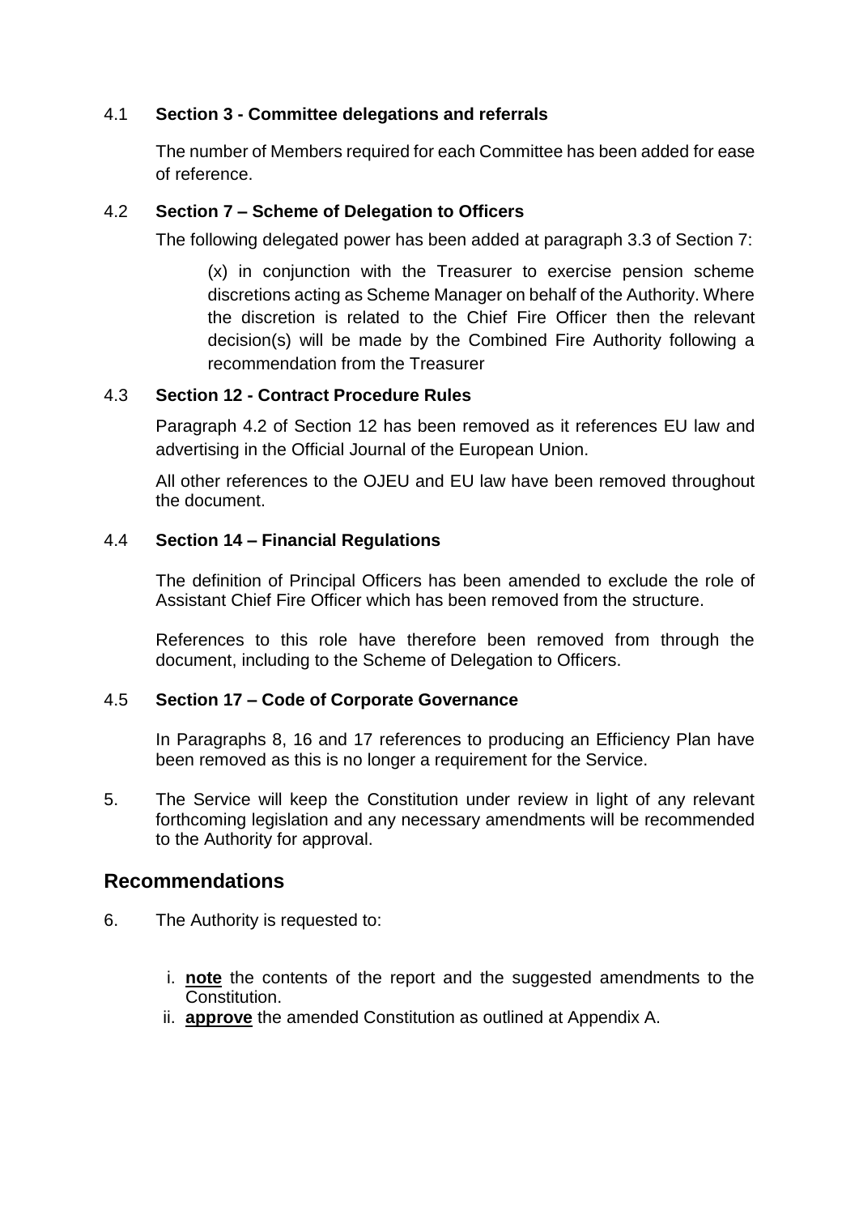4.1 **Section 3 - Committee delegations and referrals**

The number of Members required for each Committee has been added for ease of reference.

4.2 **Section 7 – Scheme of Delegation to Officers**

The following delegated power has been added at paragraph 3.3 of Section 7:

> (x) in conjunction with the Treasurer to exercise pension scheme discretions acting as Scheme Manager on behalf of the Authority. Where the discretion is related to the Chief Fire Officer then the relevant decision(s) will be made by the Combined Fire Authority following a recommendation from the Treasurer

4.3 **Section 12 - Contract Procedure Rules**

Paragraph 4.2 of Section 12 has been removed as it references EU law and advertising in the Official Journal of the European Union.

All other references to the OJEU and EU law have been removed throughout the document.

4.4 **Section 14 – Financial Regulations**

The definition of Principal Officers has been amended to exclude the role of Assistant Chief Fire Officer which has been removed from the structure.

References to this role have therefore been removed from through the document, including to the Scheme of Delegation to Officers.

4.5 **Section 17 – Code of Corporate Governance**

In Paragraphs 8, 16 and 17 references to producing an Efficiency Plan have been removed as this is no longer a requirement for the Service.

5. The Service will keep the Constitution under review in light of any relevant forthcoming legislation and any necessary amendments will be recommended to the Authority for approval.

## Recommendations

6. The Authority is requested to:

   i. **note** the contents of the report and the suggested amendments to the Constitution.
   ii. **approve** the amended Constitution as outlined at Appendix A.